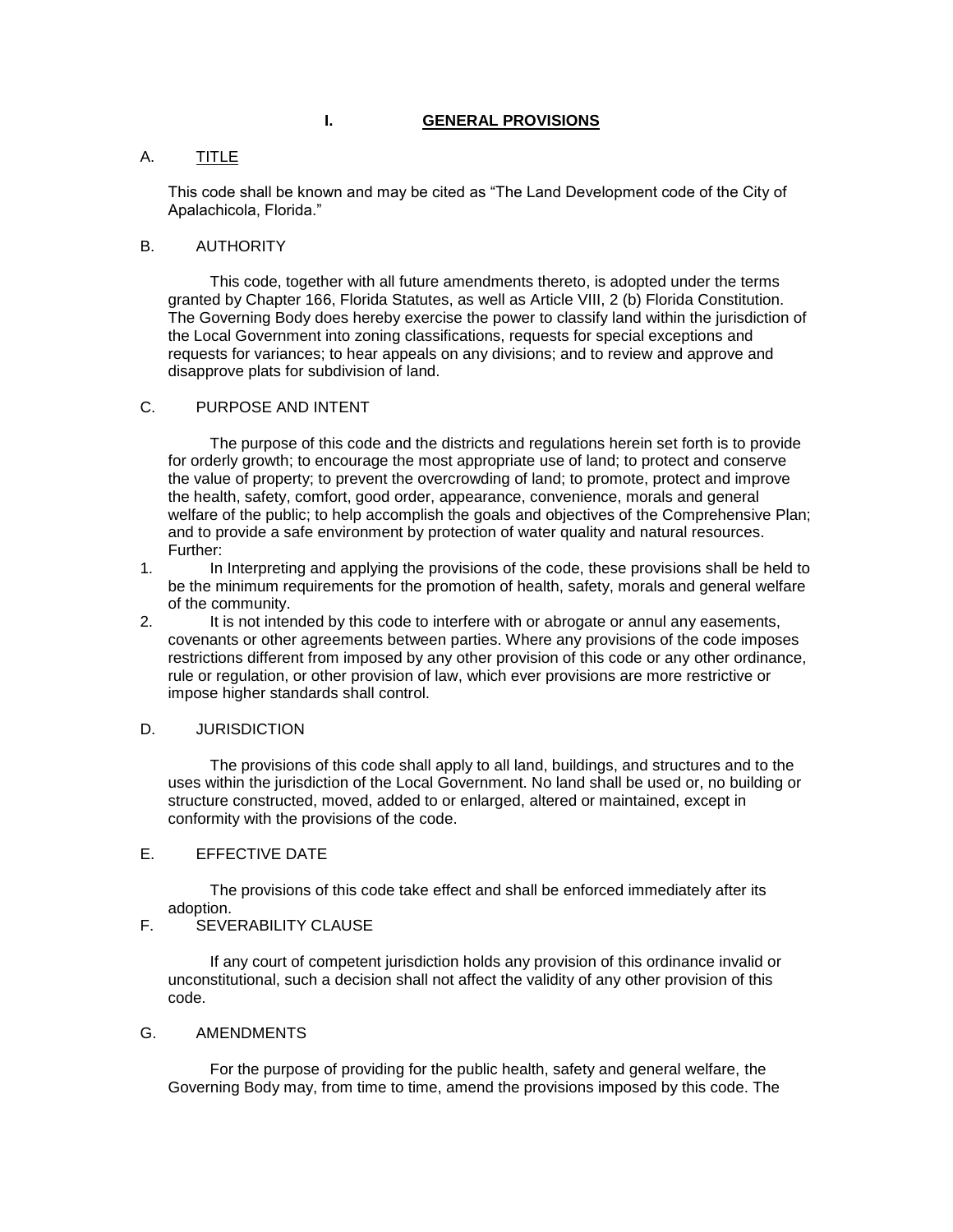# I. GENERAL PROVISIONS

## A. TITLE

This code shall be known and may be cited as "The Land Development code of the City of Apalachicola, Florida."

## B. AUTHORITY

This code, together with all future amendments thereto, is adopted under the terms granted by Chapter 166, Florida Statutes, as well as Article VIII, 2 (b) Florida Constitution. The Governing Body does hereby exercise the power to classify land within the jurisdiction of the Local Government into zoning classifications, requests for special exceptions and requests for variances; to hear appeals on any divisions; and to review and approve and disapprove plats for subdivision of land.

## C. PURPOSE AND INTENT

The purpose of this code and the districts and regulations herein set forth is to provide for orderly growth; to encourage the most appropriate use of land; to protect and conserve the value of property; to prevent the overcrowding of land; to promote, protect and improve the health, safety, comfort, good order, appearance, convenience, morals and general welfare of the public; to help accomplish the goals and objectives of the Comprehensive Plan; and to provide a safe environment by protection of water quality and natural resources. Further:

1. In Interpreting and applying the provisions of the code, these provisions shall be held to be the minimum requirements for the promotion of health, safety, morals and general welfare of the community.
2. It is not intended by this code to interfere with or abrogate or annul any easements, covenants or other agreements between parties. Where any provisions of the code imposes restrictions different from imposed by any other provision of this code or any other ordinance, rule or regulation, or other provision of law, which ever provisions are more restrictive or impose higher standards shall control.

## D. JURISDICTION

The provisions of this code shall apply to all land, buildings, and structures and to the uses within the jurisdiction of the Local Government. No land shall be used or, no building or structure constructed, moved, added to or enlarged, altered or maintained, except in conformity with the provisions of the code.

## E. EFFECTIVE DATE

The provisions of this code take effect and shall be enforced immediately after its adoption.

## F. SEVERABILITY CLAUSE

If any court of competent jurisdiction holds any provision of this ordinance invalid or unconstitutional, such a decision shall not affect the validity of any other provision of this code.

## G. AMENDMENTS

For the purpose of providing for the public health, safety and general welfare, the Governing Body may, from time to time, amend the provisions imposed by this code. The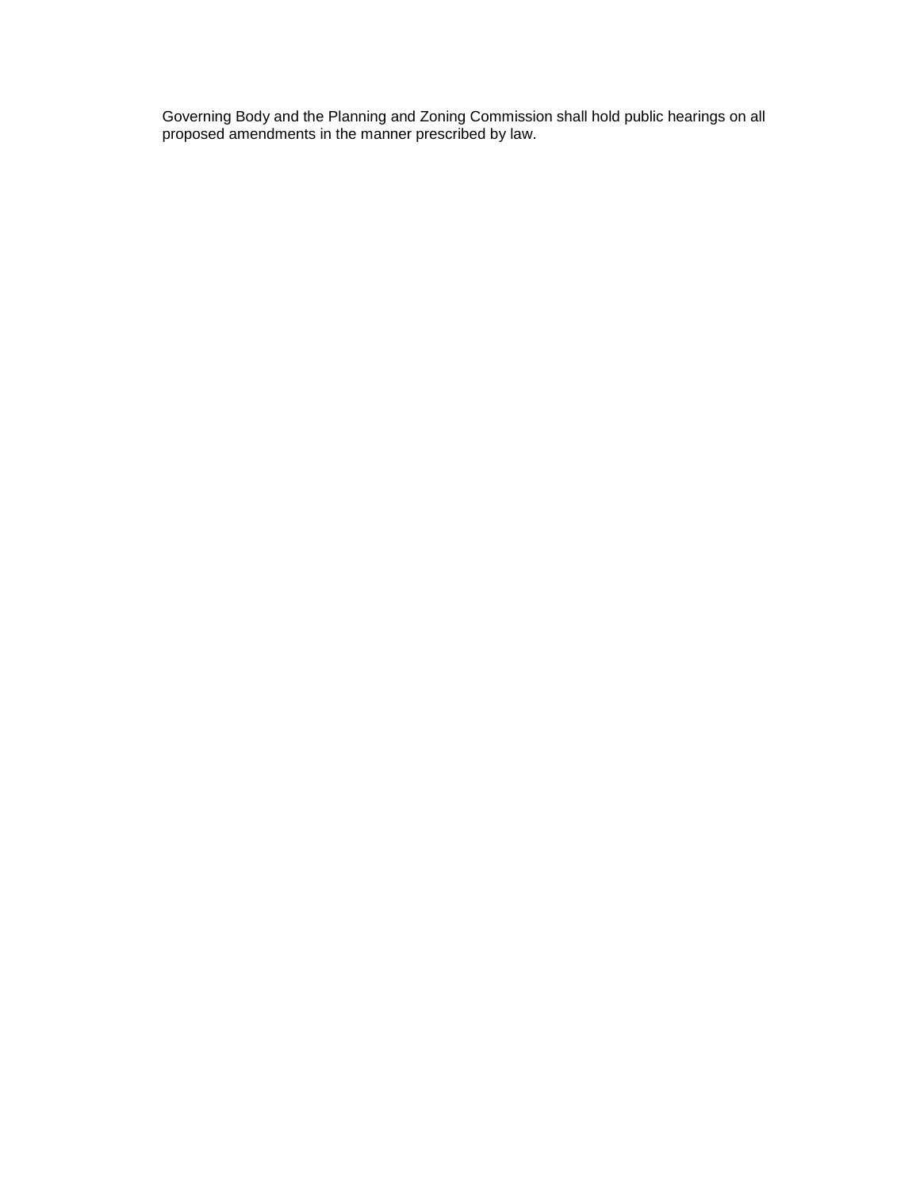Governing Body and the Planning and Zoning Commission shall hold public hearings on all proposed amendments in the manner prescribed by law.